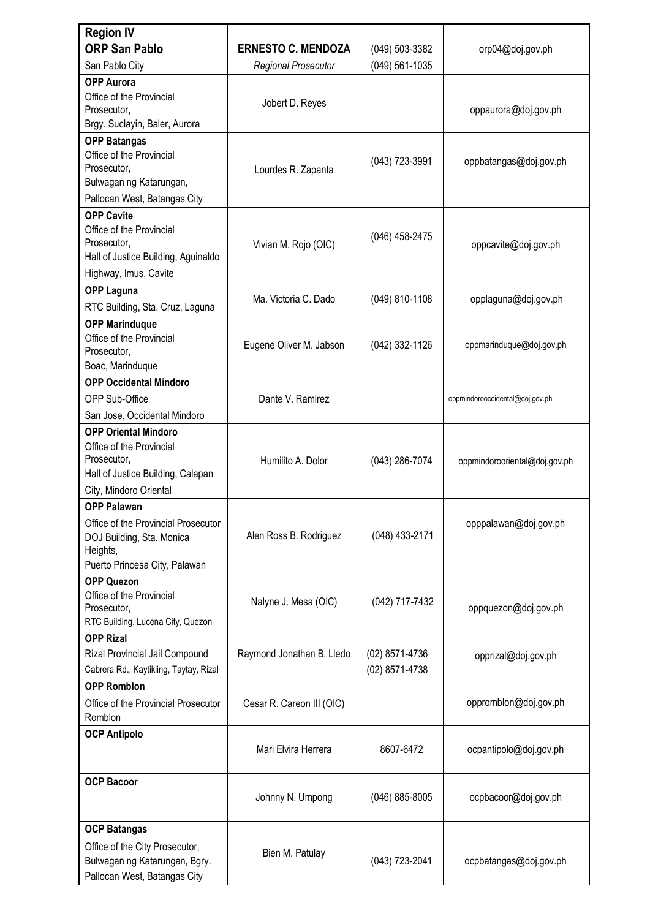| **Region IV** **ORP San Pablo** San Pablo City | **ERNESTO C. MENDOZA** *Regional Prosecutor* | (049) 503-3382 (049) 561-1035 | orp04@doj.gov.ph |
|---|---|---|---|
| **OPP Aurora** Office of the Provincial Prosecutor, Brgy. Suclayin, Baler, Aurora | Jobert D. Reyes | | oppaurora@doj.gov.ph |
| **OPP Batangas** Office of the Provincial Prosecutor, Bulwagan ng Katarungan, Pallocan West, Batangas City | Lourdes R. Zapanta | (043) 723-3991 | oppbatangas@doj.gov.ph |
| **OPP Cavite** Office of the Provincial Prosecutor, Hall of Justice Building, Aguinaldo Highway, Imus, Cavite | Vivian M. Rojo (OIC) | (046) 458-2475 | oppcavite@doj.gov.ph |
| **OPP Laguna** RTC Building, Sta. Cruz, Laguna | Ma. Victoria C. Dado | (049) 810-1108 | opplaguna@doj.gov.ph |
| **OPP Marinduque** Office of the Provincial Prosecutor, Boac, Marinduque | Eugene Oliver M. Jabson | (042) 332-1126 | oppmarinduque@doj.gov.ph |
| **OPP Occidental Mindoro** OPP Sub-Office San Jose, Occidental Mindoro | Dante V. Ramirez | | oppmindorooccidental@doj.gov.ph |
| **OPP Oriental Mindoro** Office of the Provincial Prosecutor, Hall of Justice Building, Calapan City, Mindoro Oriental | Humilito A. Dolor | (043) 286-7074 | oppmindorooriental@doj.gov.ph |
| **OPP Palawan** Office of the Provincial Prosecutor DOJ Building, Sta. Monica Heights, Puerto Princesa City, Palawan | Alen Ross B. Rodriguez | (048) 433-2171 | opppalawan@doj.gov.ph |
| **OPP Quezon** Office of the Provincial Prosecutor, RTC Building, Lucena City, Quezon | Nalyne J. Mesa (OIC) | (042) 717-7432 | oppquezon@doj.gov.ph |
| **OPP Rizal** Rizal Provincial Jail Compound Cabrera Rd., Kaytikling, Taytay, Rizal | Raymond Jonathan B. Lledo | (02) 8571-4736 (02) 8571-4738 | opprizal@doj.gov.ph |
| **OPP Romblon** Office of the Provincial Prosecutor Romblon | Cesar R. Careon III (OIC) | | oppromblon@doj.gov.ph |
| **OCP Antipolo** | Mari Elvira Herrera | 8607-6472 | ocpantipolo@doj.gov.ph |
| **OCP Bacoor** | Johnny N. Umpong | (046) 885-8005 | ocpbacoor@doj.gov.ph |
| **OCP Batangas** Office of the City Prosecutor, Bulwagan ng Katarungan, Bgry. Pallocan West, Batangas City | Bien M. Patulay | (043) 723-2041 | ocpbatangas@doj.gov.ph |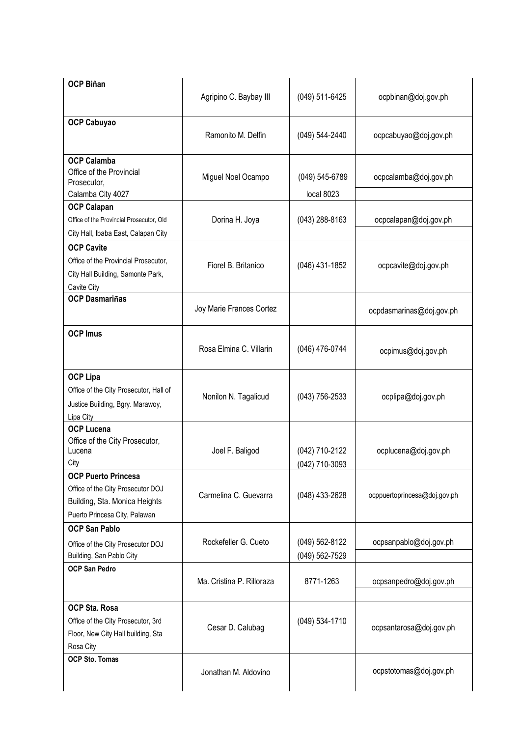| | | | |
|---|---|---|---|
| **OCP Biñan** | Agripino C. Baybay III | (049) 511-6425 | ocpbinan@doj.gov.ph |
| **OCP Cabuyao** | Ramonito M. Delfin | (049) 544-2440 | ocpcabuyao@doj.gov.ph |
| **OCP Calamba**<br>Office of the Provincial Prosecutor,<br>Calamba City 4027 | Miguel Noel Ocampo | (049) 545-6789<br>local 8023 | ocpcalamba@doj.gov.ph |
| **OCP Calapan**<br>Office of the Provincial Prosecutor, Old City Hall, Ibaba East, Calapan City | Dorina H. Joya | (043) 288-8163 | ocpcalapan@doj.gov.ph |
| **OCP Cavite**<br>Office of the Provincial Prosecutor, City Hall Building, Samonte Park, Cavite City | Fiorel B. Britanico | (046) 431-1852 | ocpcavite@doj.gov.ph |
| **OCP Dasmariñas** | Joy Marie Frances Cortez | | ocpdasmarinas@doj.gov.ph |
| **OCP Imus** | Rosa Elmina C. Villarin | (046) 476-0744 | ocpimus@doj.gov.ph |
| **OCP Lipa**<br>Office of the City Prosecutor, Hall of Justice Building, Bgry. Marawoy, Lipa City | Nonilon N. Tagalicud | (043) 756-2533 | ocplipa@doj.gov.ph |
| **OCP Lucena**<br>Office of the City Prosecutor, Lucena City | Joel F. Baligod | (042) 710-2122<br>(042) 710-3093 | ocplucena@doj.gov.ph |
| **OCP Puerto Princesa**<br>Office of the City Prosecutor DOJ Building, Sta. Monica Heights Puerto Princesa City, Palawan | Carmelina C. Guevarra | (048) 433-2628 | ocppuertoprincesa@doj.gov.ph |
| **OCP San Pablo**<br>Office of the City Prosecutor DOJ Building, San Pablo City | Rockefeller G. Cueto | (049) 562-8122<br>(049) 562-7529 | ocpsanpablo@doj.gov.ph |
| **OCP San Pedro** | Ma. Cristina P. Rilloraza | 8771-1263 | ocpsanpedro@doj.gov.ph |
| **OCP Sta. Rosa**<br>Office of the City Prosecutor, 3rd Floor, New City Hall building, Sta Rosa City | Cesar D. Calubag | (049) 534-1710 | ocpsantarosa@doj.gov.ph |
| **OCP Sto. Tomas** | Jonathan M. Aldovino | | ocpstotomas@doj.gov.ph |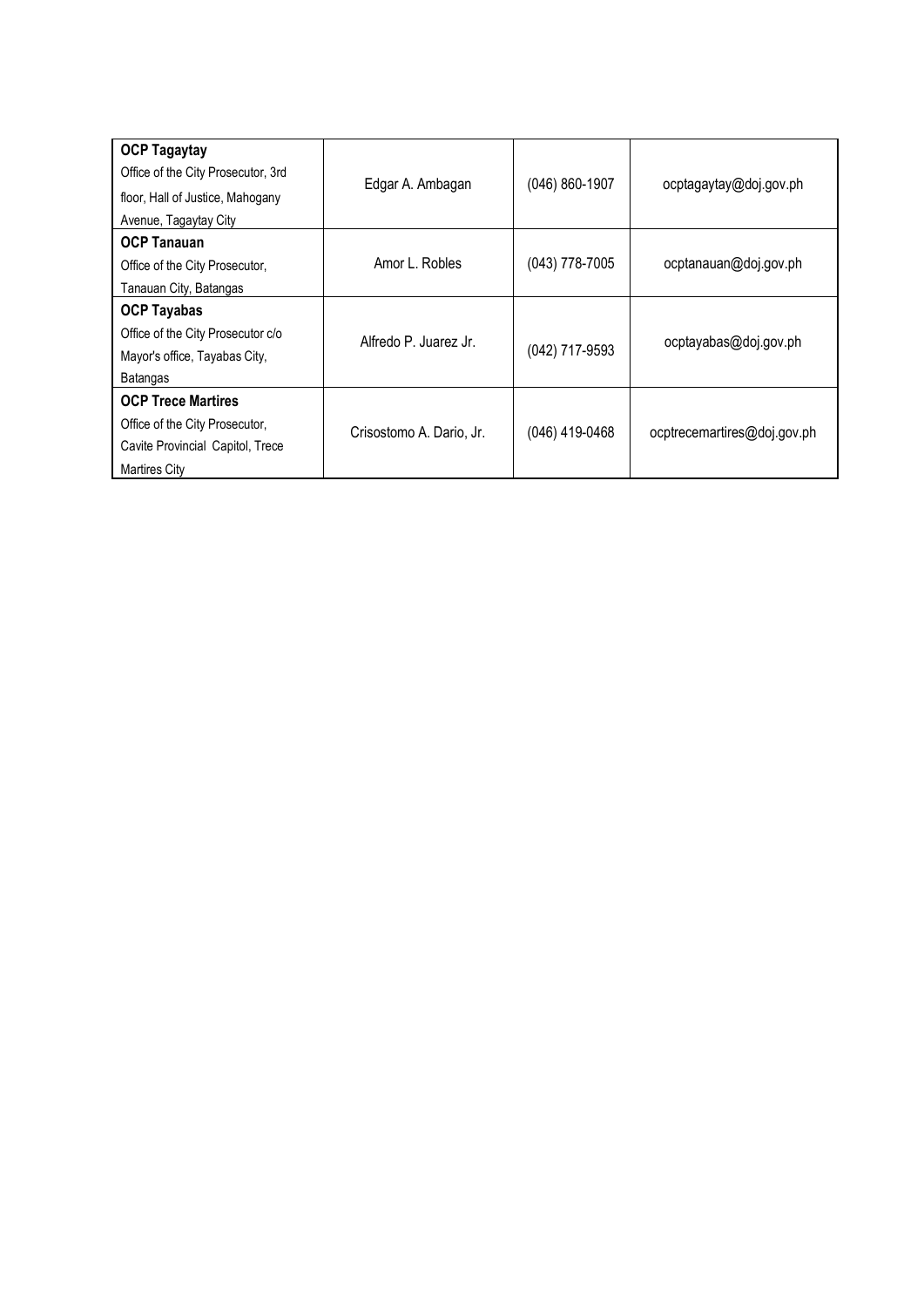| | | | |
|---|---|---|---|
| **OCP Tagaytay**<br>Office of the City Prosecutor, 3rd floor, Hall of Justice, Mahogany Avenue, Tagaytay City | Edgar A. Ambagan | (046) 860-1907 | ocptagaytay@doj.gov.ph |
| **OCP Tanauan**<br>Office of the City Prosecutor, Tanauan City, Batangas | Amor L. Robles | (043) 778-7005 | ocptanauan@doj.gov.ph |
| **OCP Tayabas**<br>Office of the City Prosecutor c/o Mayor's office, Tayabas City, Batangas | Alfredo P. Juarez Jr. | (042) 717-9593 | ocptayabas@doj.gov.ph |
| **OCP Trece Martires**<br>Office of the City Prosecutor, Cavite Provincial Capitol, Trece Martires City | Crisostomo A. Dario, Jr. | (046) 419-0468 | ocptrecemartires@doj.gov.ph |